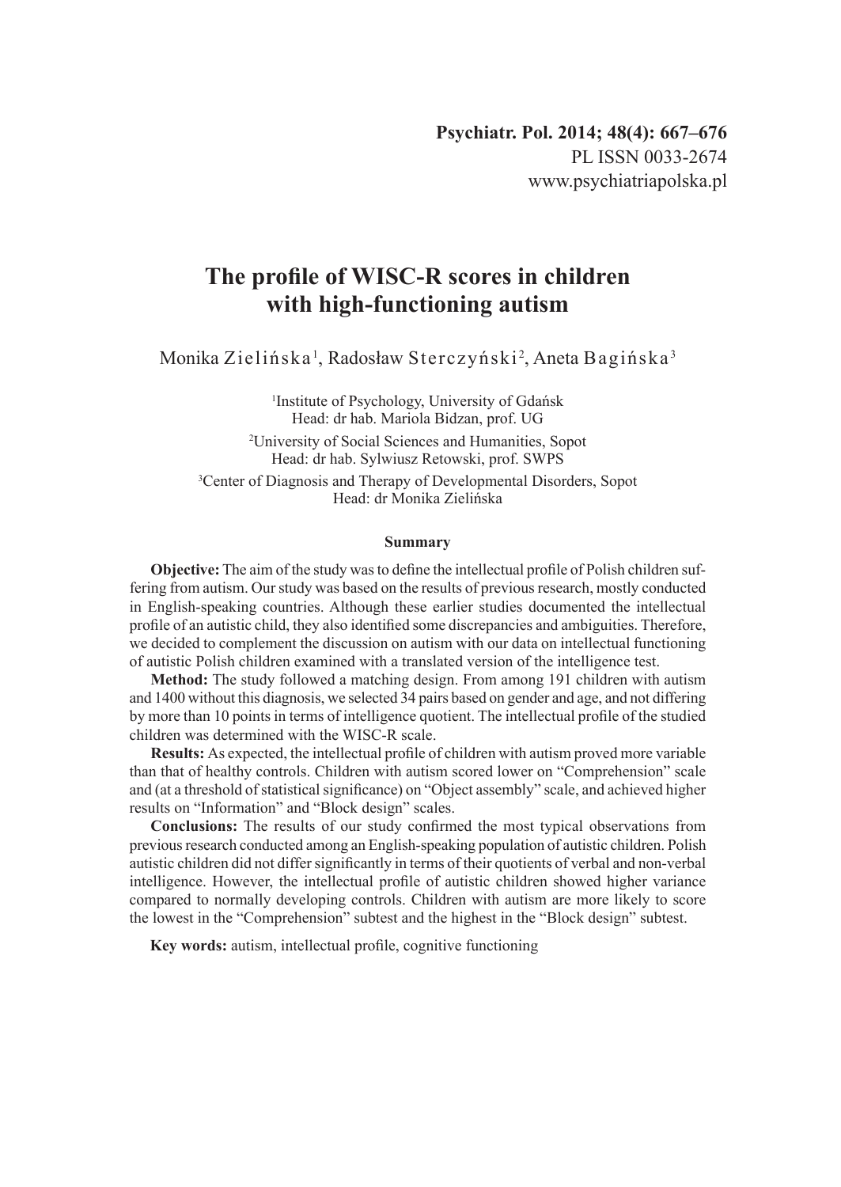Psychiatr. Pol. 2014; 48(4): 667–676
PL ISSN 0033-2674
www.psychiatriapolska.pl

# The profile of WISC-R scores in children with high-functioning autism

Monika Zielińska[1], Radosław Sterczyński[2], Aneta Bagińska[3]

[1]Institute of Psychology, University of Gdańsk
Head: dr hab. Mariola Bidzan, prof. UG

[2]University of Social Sciences and Humanities, Sopot
Head: dr hab. Sylwiusz Retowski, prof. SWPS

[3]Center of Diagnosis and Therapy of Developmental Disorders, Sopot
Head: dr Monika Zielińska

### Summary

**Objective:** The aim of the study was to define the intellectual profile of Polish children suffering from autism. Our study was based on the results of previous research, mostly conducted in English-speaking countries. Although these earlier studies documented the intellectual profile of an autistic child, they also identified some discrepancies and ambiguities. Therefore, we decided to complement the discussion on autism with our data on intellectual functioning of autistic Polish children examined with a translated version of the intelligence test.

**Method:** The study followed a matching design. From among 191 children with autism and 1400 without this diagnosis, we selected 34 pairs based on gender and age, and not differing by more than 10 points in terms of intelligence quotient. The intellectual profile of the studied children was determined with the WISC-R scale.

**Results:** As expected, the intellectual profile of children with autism proved more variable than that of healthy controls. Children with autism scored lower on "Comprehension" scale and (at a threshold of statistical significance) on "Object assembly" scale, and achieved higher results on "Information" and "Block design" scales.

**Conclusions:** The results of our study confirmed the most typical observations from previous research conducted among an English-speaking population of autistic children. Polish autistic children did not differ significantly in terms of their quotients of verbal and non-verbal intelligence. However, the intellectual profile of autistic children showed higher variance compared to normally developing controls. Children with autism are more likely to score the lowest in the "Comprehension" subtest and the highest in the "Block design" subtest.

**Key words:** autism, intellectual profile, cognitive functioning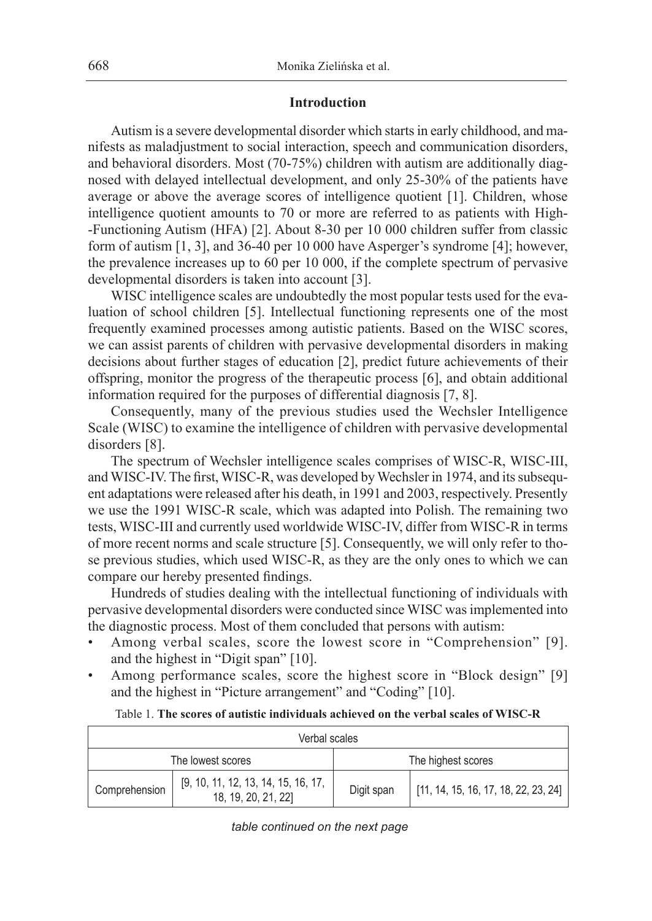## Introduction

Autism is a severe developmental disorder which starts in early childhood, and manifests as maladjustment to social interaction, speech and communication disorders, and behavioral disorders. Most (70-75%) children with autism are additionally diagnosed with delayed intellectual development, and only 25-30% of the patients have average or above the average scores of intelligence quotient [1]. Children, whose intelligence quotient amounts to 70 or more are referred to as patients with High-Functioning Autism (HFA) [2]. About 8-30 per 10 000 children suffer from classic form of autism [1, 3], and 36-40 per 10 000 have Asperger's syndrome [4]; however, the prevalence increases up to 60 per 10 000, if the complete spectrum of pervasive developmental disorders is taken into account [3].

WISC intelligence scales are undoubtedly the most popular tests used for the evaluation of school children [5]. Intellectual functioning represents one of the most frequently examined processes among autistic patients. Based on the WISC scores, we can assist parents of children with pervasive developmental disorders in making decisions about further stages of education [2], predict future achievements of their offspring, monitor the progress of the therapeutic process [6], and obtain additional information required for the purposes of differential diagnosis [7, 8].

Consequently, many of the previous studies used the Wechsler Intelligence Scale (WISC) to examine the intelligence of children with pervasive developmental disorders [8].

The spectrum of Wechsler intelligence scales comprises of WISC-R, WISC-III, and WISC-IV. The first, WISC-R, was developed by Wechsler in 1974, and its subsequent adaptations were released after his death, in 1991 and 2003, respectively. Presently we use the 1991 WISC-R scale, which was adapted into Polish. The remaining two tests, WISC-III and currently used worldwide WISC-IV, differ from WISC-R in terms of more recent norms and scale structure [5]. Consequently, we will only refer to those previous studies, which used WISC-R, as they are the only ones to which we can compare our hereby presented findings.

Hundreds of studies dealing with the intellectual functioning of individuals with pervasive developmental disorders were conducted since WISC was implemented into the diagnostic process. Most of them concluded that persons with autism:

- Among verbal scales, score the lowest score in "Comprehension" [9]. and the highest in "Digit span" [10].
- Among performance scales, score the highest score in "Block design" [9] and the highest in "Picture arrangement" and "Coding" [10].

Table 1. **The scores of autistic individuals achieved on the verbal scales of WISC-R**

| Verbal scales | | | |
|---|---|---|---|
| The lowest scores | | The highest scores | |
| Comprehension | [9, 10, 11, 12, 13, 14, 15, 16, 17, 18, 19, 20, 21, 22] | Digit span | [11, 14, 15, 16, 17, 18, 22, 23, 24] |

*table continued on the next page*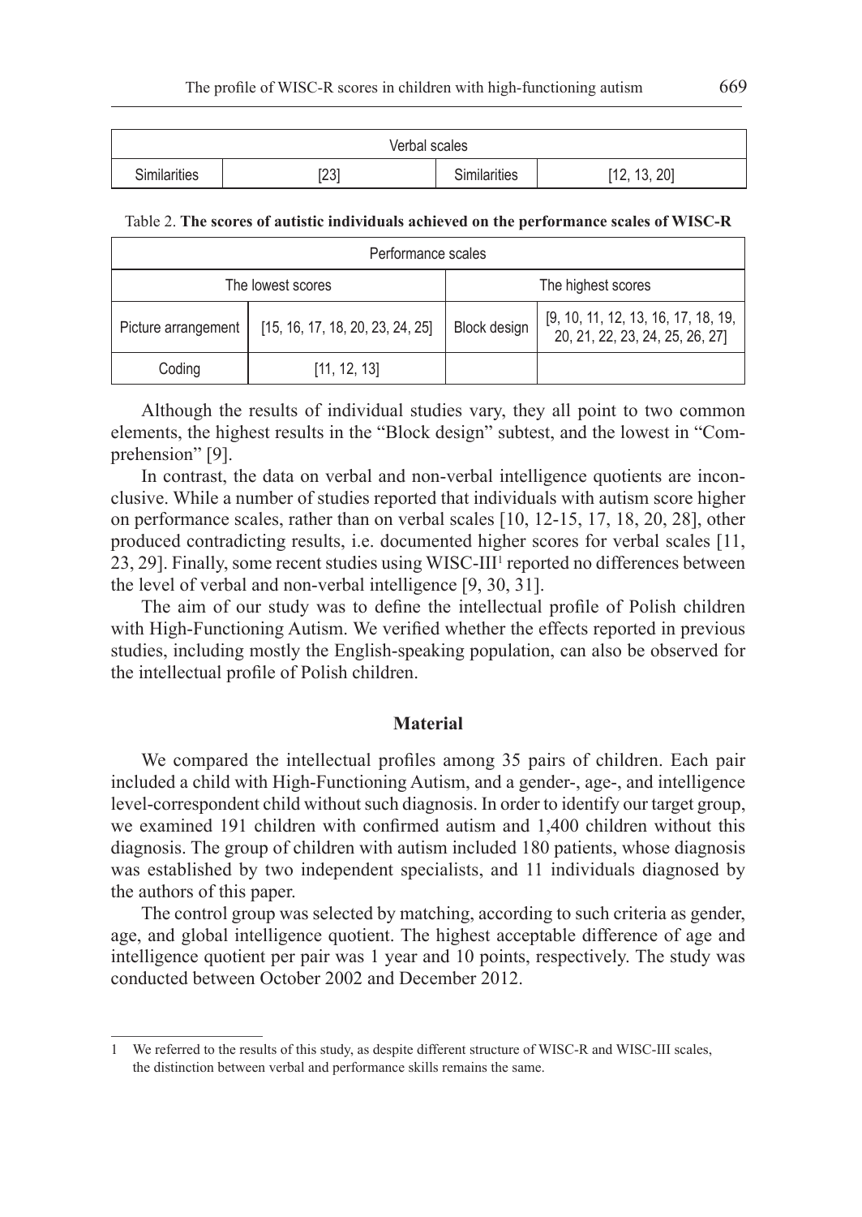| Verbal scales | | | |
|---|---|---|---|
| Similarities | [23] | Similarities | [12, 13, 20] |

Table 2. **The scores of autistic individuals achieved on the performance scales of WISC-R**

| Performance scales | | | |
|---|---|---|---|
| The lowest scores | | The highest scores | |
| Picture arrangement | [15, 16, 17, 18, 20, 23, 24, 25] | Block design | [9, 10, 11, 12, 13, 16, 17, 18, 19, 20, 21, 22, 23, 24, 25, 26, 27] |
| Coding | [11, 12, 13] | | |

Although the results of individual studies vary, they all point to two common elements, the highest results in the "Block design" subtest, and the lowest in "Comprehension" [9].

In contrast, the data on verbal and non-verbal intelligence quotients are inconclusive. While a number of studies reported that individuals with autism score higher on performance scales, rather than on verbal scales [10, 12-15, 17, 18, 20, 28], other produced contradicting results, i.e. documented higher scores for verbal scales [11, 23, 29]. Finally, some recent studies using WISC-III[1] reported no differences between the level of verbal and non-verbal intelligence [9, 30, 31].

The aim of our study was to define the intellectual profile of Polish children with High-Functioning Autism. We verified whether the effects reported in previous studies, including mostly the English-speaking population, can also be observed for the intellectual profile of Polish children.

## Material

We compared the intellectual profiles among 35 pairs of children. Each pair included a child with High-Functioning Autism, and a gender-, age-, and intelligence level-correspondent child without such diagnosis. In order to identify our target group, we examined 191 children with confirmed autism and 1,400 children without this diagnosis. The group of children with autism included 180 patients, whose diagnosis was established by two independent specialists, and 11 individuals diagnosed by the authors of this paper.

The control group was selected by matching, according to such criteria as gender, age, and global intelligence quotient. The highest acceptable difference of age and intelligence quotient per pair was 1 year and 10 points, respectively. The study was conducted between October 2002 and December 2012.

1 We referred to the results of this study, as despite different structure of WISC-R and WISC-III scales, the distinction between verbal and performance skills remains the same.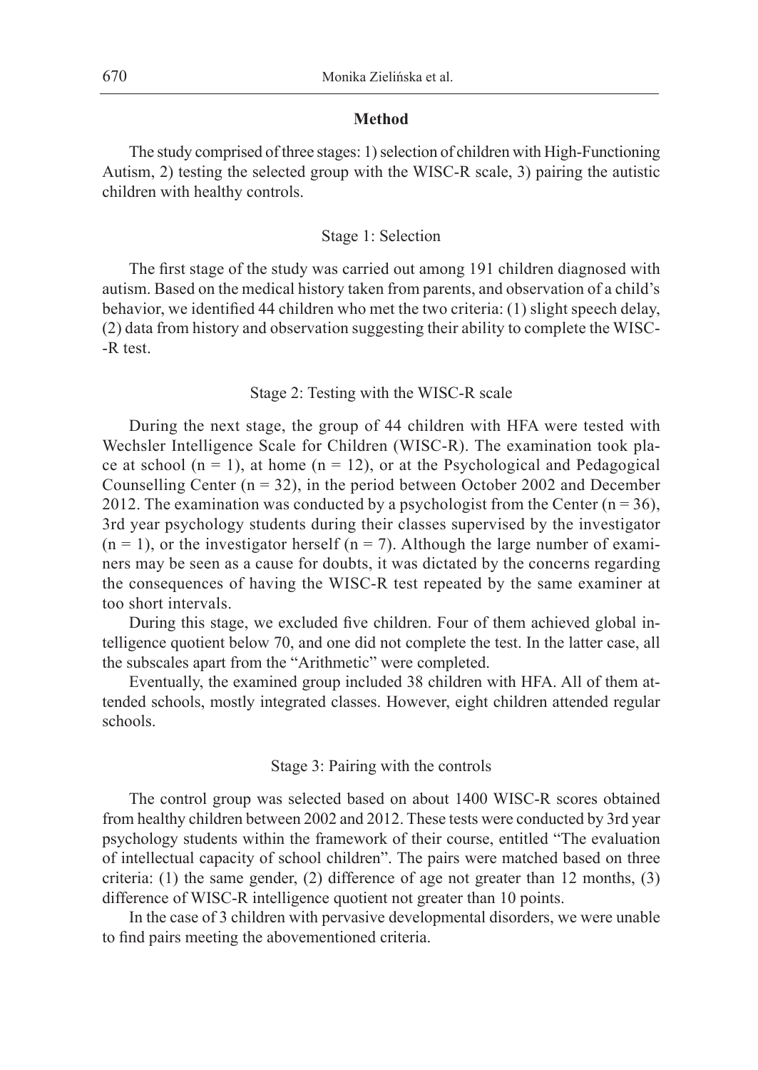## Method

The study comprised of three stages: 1) selection of children with High-Functioning Autism, 2) testing the selected group with the WISC-R scale, 3) pairing the autistic children with healthy controls.

### Stage 1: Selection

The first stage of the study was carried out among 191 children diagnosed with autism. Based on the medical history taken from parents, and observation of a child's behavior, we identified 44 children who met the two criteria: (1) slight speech delay, (2) data from history and observation suggesting their ability to complete the WISC-R test.

### Stage 2: Testing with the WISC-R scale

During the next stage, the group of 44 children with HFA were tested with Wechsler Intelligence Scale for Children (WISC-R). The examination took place at school (n = 1), at home (n = 12), or at the Psychological and Pedagogical Counselling Center (n = 32), in the period between October 2002 and December 2012. The examination was conducted by a psychologist from the Center (n = 36), 3rd year psychology students during their classes supervised by the investigator (n = 1), or the investigator herself (n = 7). Although the large number of examiners may be seen as a cause for doubts, it was dictated by the concerns regarding the consequences of having the WISC-R test repeated by the same examiner at too short intervals.

During this stage, we excluded five children. Four of them achieved global intelligence quotient below 70, and one did not complete the test. In the latter case, all the subscales apart from the "Arithmetic" were completed.

Eventually, the examined group included 38 children with HFA. All of them attended schools, mostly integrated classes. However, eight children attended regular schools.

### Stage 3: Pairing with the controls

The control group was selected based on about 1400 WISC-R scores obtained from healthy children between 2002 and 2012. These tests were conducted by 3rd year psychology students within the framework of their course, entitled "The evaluation of intellectual capacity of school children". The pairs were matched based on three criteria: (1) the same gender, (2) difference of age not greater than 12 months, (3) difference of WISC-R intelligence quotient not greater than 10 points.

In the case of 3 children with pervasive developmental disorders, we were unable to find pairs meeting the abovementioned criteria.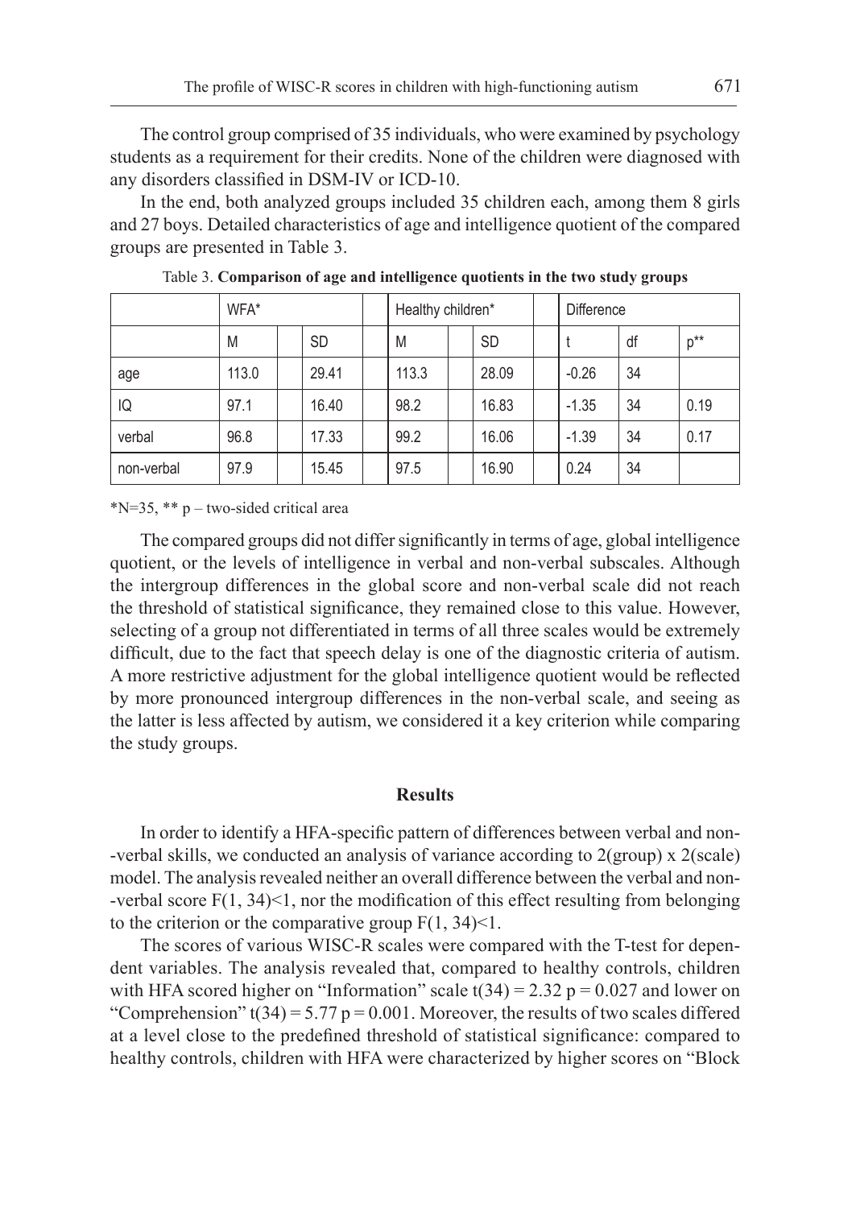The control group comprised of 35 individuals, who were examined by psychology students as a requirement for their credits. None of the children were diagnosed with any disorders classified in DSM-IV or ICD-10.

In the end, both analyzed groups included 35 children each, among them 8 girls and 27 boys. Detailed characteristics of age and intelligence quotient of the compared groups are presented in Table 3.

Table 3. **Comparison of age and intelligence quotients in the two study groups**

| | WFA* | | Healthy children* | | Difference | | |
|---|---|---|---|---|---|---|---|
| | M | SD | M | SD | t | df | p** |
| age | 113.0 | 29.41 | 113.3 | 28.09 | -0.26 | 34 | |
| IQ | 97.1 | 16.40 | 98.2 | 16.83 | -1.35 | 34 | 0.19 |
| verbal | 96.8 | 17.33 | 99.2 | 16.06 | -1.39 | 34 | 0.17 |
| non-verbal | 97.9 | 15.45 | 97.5 | 16.90 | 0.24 | 34 | |

*N=35, ** p – two-sided critical area

The compared groups did not differ significantly in terms of age, global intelligence quotient, or the levels of intelligence in verbal and non-verbal subscales. Although the intergroup differences in the global score and non-verbal scale did not reach the threshold of statistical significance, they remained close to this value. However, selecting of a group not differentiated in terms of all three scales would be extremely difficult, due to the fact that speech delay is one of the diagnostic criteria of autism. A more restrictive adjustment for the global intelligence quotient would be reflected by more pronounced intergroup differences in the non-verbal scale, and seeing as the latter is less affected by autism, we considered it a key criterion while comparing the study groups.

## Results

In order to identify a HFA-specific pattern of differences between verbal and non-verbal skills, we conducted an analysis of variance according to 2(group) x 2(scale) model. The analysis revealed neither an overall difference between the verbal and non-verbal score $F(1, 34) < 1$, nor the modification of this effect resulting from belonging to the criterion or the comparative group $F(1, 34) < 1$.

The scores of various WISC-R scales were compared with the T-test for dependent variables. The analysis revealed that, compared to healthy controls, children with HFA scored higher on "Information" scale $t(34) = 2.32$ $p = 0.027$ and lower on "Comprehension" $t(34) = 5.77$ $p = 0.001$. Moreover, the results of two scales differed at a level close to the predefined threshold of statistical significance: compared to healthy controls, children with HFA were characterized by higher scores on "Block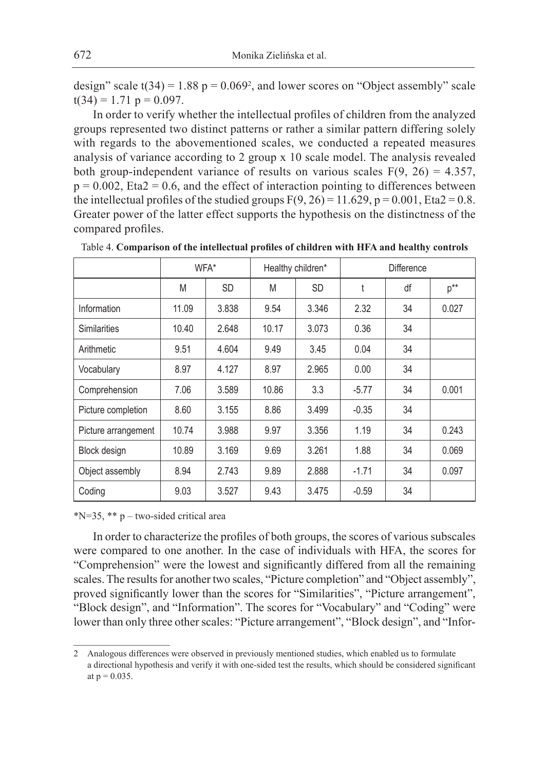design" scale $t(34) = 1.88$ $p = 0.069$[2], and lower scores on "Object assembly" scale $t(34) = 1.71$ $p = 0.097$.

In order to verify whether the intellectual profiles of children from the analyzed groups represented two distinct patterns or rather a similar pattern differing solely with regards to the abovementioned scales, we conducted a repeated measures analysis of variance according to 2 group x 10 scale model. The analysis revealed both group-independent variance of results on various scales $F(9, 26) = 4.357$, $p = 0.002$, $Eta2 = 0.6$, and the effect of interaction pointing to differences between the intellectual profiles of the studied groups $F(9, 26) = 11.629$, $p = 0.001$, $Eta2 = 0.8$. Greater power of the latter effect supports the hypothesis on the distinctness of the compared profiles.

Table 4. **Comparison of the intellectual profiles of children with HFA and healthy controls**

| | WFA* | | Healthy children* | | Difference | | |
|---|---|---|---|---|---|---|---|
| | M | SD | M | SD | t | df | p** |
| Information | 11.09 | 3.838 | 9.54 | 3.346 | 2.32 | 34 | 0.027 |
| Similarities | 10.40 | 2.648 | 10.17 | 3.073 | 0.36 | 34 | |
| Arithmetic | 9.51 | 4.604 | 9.49 | 3.45 | 0.04 | 34 | |
| Vocabulary | 8.97 | 4.127 | 8.97 | 2.965 | 0.00 | 34 | |
| Comprehension | 7.06 | 3.589 | 10.86 | 3.3 | -5.77 | 34 | 0.001 |
| Picture completion | 8.60 | 3.155 | 8.86 | 3.499 | -0.35 | 34 | |
| Picture arrangement | 10.74 | 3.988 | 9.97 | 3.356 | 1.19 | 34 | 0.243 |
| Block design | 10.89 | 3.169 | 9.69 | 3.261 | 1.88 | 34 | 0.069 |
| Object assembly | 8.94 | 2.743 | 9.89 | 2.888 | -1.71 | 34 | 0.097 |
| Coding | 9.03 | 3.527 | 9.43 | 3.475 | -0.59 | 34 | |

*N=35, ** p – two-sided critical area

In order to characterize the profiles of both groups, the scores of various subscales were compared to one another. In the case of individuals with HFA, the scores for "Comprehension" were the lowest and significantly differed from all the remaining scales. The results for another two scales, "Picture completion" and "Object assembly", proved significantly lower than the scores for "Similarities", "Picture arrangement", "Block design", and "Information". The scores for "Vocabulary" and "Coding" were lower than only three other scales: "Picture arrangement", "Block design", and "Infor-

---

2 Analogous differences were observed in previously mentioned studies, which enabled us to formulate a directional hypothesis and verify it with one-sided test the results, which should be considered significant at $p = 0.035$.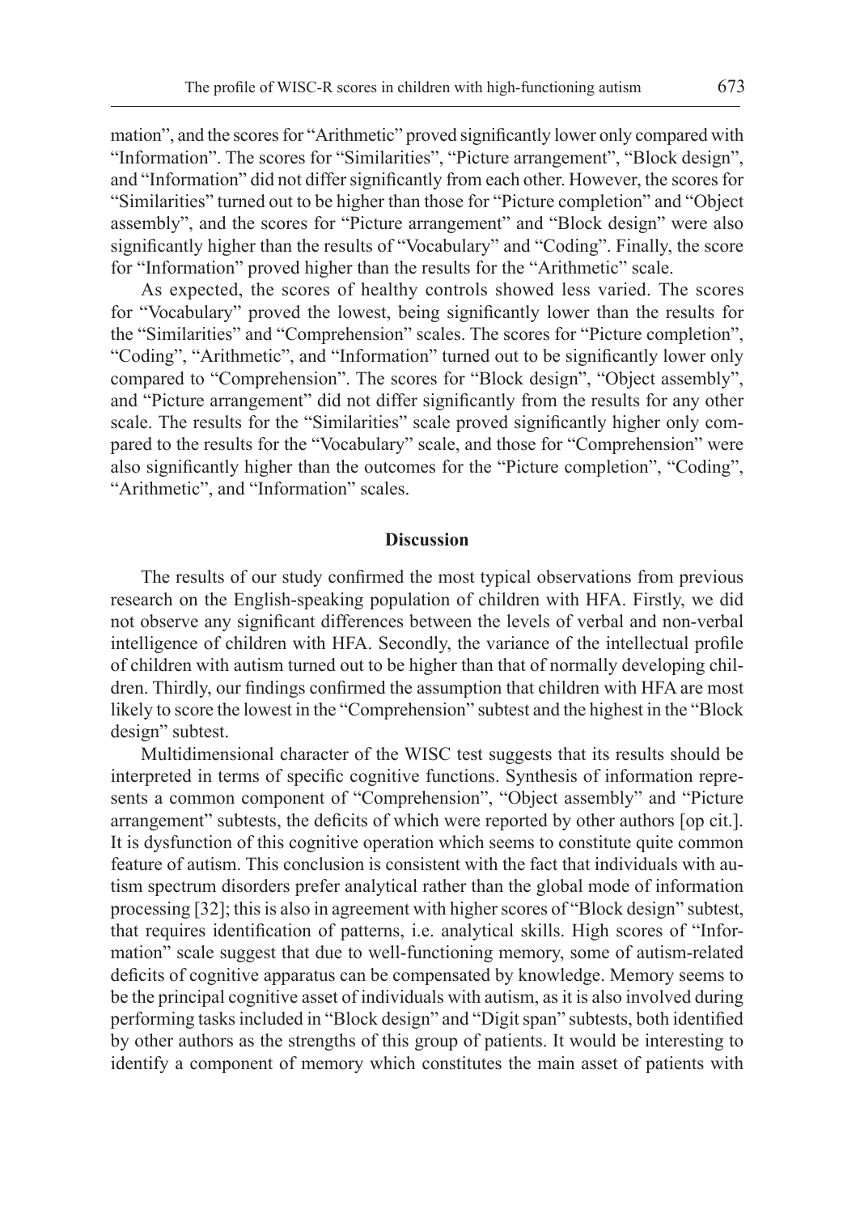mation", and the scores for "Arithmetic" proved significantly lower only compared with "Information". The scores for "Similarities", "Picture arrangement", "Block design", and "Information" did not differ significantly from each other. However, the scores for "Similarities" turned out to be higher than those for "Picture completion" and "Object assembly", and the scores for "Picture arrangement" and "Block design" were also significantly higher than the results of "Vocabulary" and "Coding". Finally, the score for "Information" proved higher than the results for the "Arithmetic" scale.

As expected, the scores of healthy controls showed less varied. The scores for "Vocabulary" proved the lowest, being significantly lower than the results for the "Similarities" and "Comprehension" scales. The scores for "Picture completion", "Coding", "Arithmetic", and "Information" turned out to be significantly lower only compared to "Comprehension". The scores for "Block design", "Object assembly", and "Picture arrangement" did not differ significantly from the results for any other scale. The results for the "Similarities" scale proved significantly higher only compared to the results for the "Vocabulary" scale, and those for "Comprehension" were also significantly higher than the outcomes for the "Picture completion", "Coding", "Arithmetic", and "Information" scales.

## Discussion

The results of our study confirmed the most typical observations from previous research on the English-speaking population of children with HFA. Firstly, we did not observe any significant differences between the levels of verbal and non-verbal intelligence of children with HFA. Secondly, the variance of the intellectual profile of children with autism turned out to be higher than that of normally developing children. Thirdly, our findings confirmed the assumption that children with HFA are most likely to score the lowest in the "Comprehension" subtest and the highest in the "Block design" subtest.

Multidimensional character of the WISC test suggests that its results should be interpreted in terms of specific cognitive functions. Synthesis of information represents a common component of "Comprehension", "Object assembly" and "Picture arrangement" subtests, the deficits of which were reported by other authors [op cit.]. It is dysfunction of this cognitive operation which seems to constitute quite common feature of autism. This conclusion is consistent with the fact that individuals with autism spectrum disorders prefer analytical rather than the global mode of information processing [32]; this is also in agreement with higher scores of "Block design" subtest, that requires identification of patterns, i.e. analytical skills. High scores of "Information" scale suggest that due to well-functioning memory, some of autism-related deficits of cognitive apparatus can be compensated by knowledge. Memory seems to be the principal cognitive asset of individuals with autism, as it is also involved during performing tasks included in "Block design" and "Digit span" subtests, both identified by other authors as the strengths of this group of patients. It would be interesting to identify a component of memory which constitutes the main asset of patients with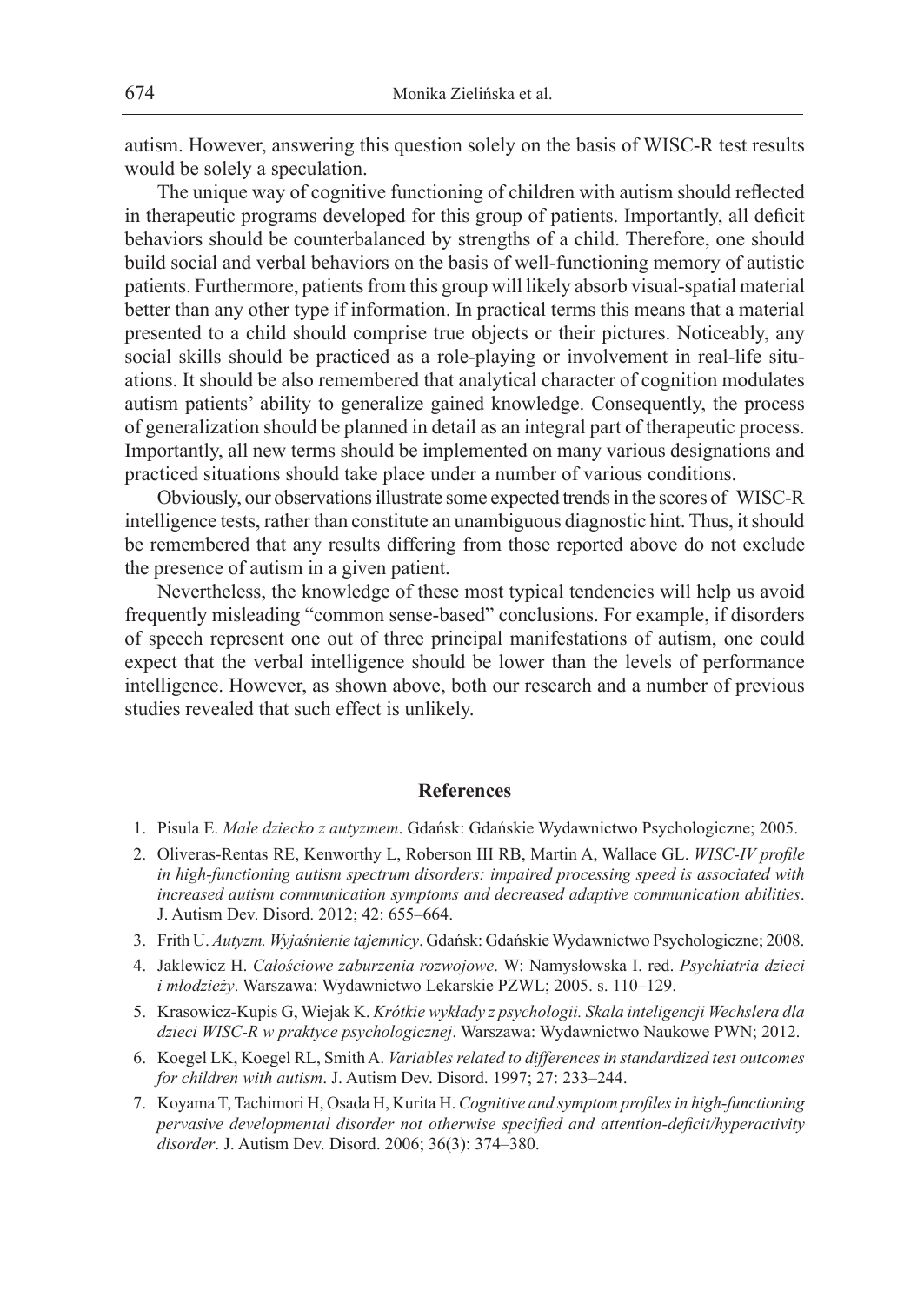autism. However, answering this question solely on the basis of WISC-R test results would be solely a speculation.

The unique way of cognitive functioning of children with autism should reflected in therapeutic programs developed for this group of patients. Importantly, all deficit behaviors should be counterbalanced by strengths of a child. Therefore, one should build social and verbal behaviors on the basis of well-functioning memory of autistic patients. Furthermore, patients from this group will likely absorb visual-spatial material better than any other type if information. In practical terms this means that a material presented to a child should comprise true objects or their pictures. Noticeably, any social skills should be practiced as a role-playing or involvement in real-life situations. It should be also remembered that analytical character of cognition modulates autism patients' ability to generalize gained knowledge. Consequently, the process of generalization should be planned in detail as an integral part of therapeutic process. Importantly, all new terms should be implemented on many various designations and practiced situations should take place under a number of various conditions.

Obviously, our observations illustrate some expected trends in the scores of WISC-R intelligence tests, rather than constitute an unambiguous diagnostic hint. Thus, it should be remembered that any results differing from those reported above do not exclude the presence of autism in a given patient.

Nevertheless, the knowledge of these most typical tendencies will help us avoid frequently misleading "common sense-based" conclusions. For example, if disorders of speech represent one out of three principal manifestations of autism, one could expect that the verbal intelligence should be lower than the levels of performance intelligence. However, as shown above, both our research and a number of previous studies revealed that such effect is unlikely.

## References

1. Pisula E. *Małe dziecko z autyzmem*. Gdańsk: Gdańskie Wydawnictwo Psychologiczne; 2005.
2. Oliveras-Rentas RE, Kenworthy L, Roberson III RB, Martin A, Wallace GL. *WISC-IV profile in high-functioning autism spectrum disorders: impaired processing speed is associated with increased autism communication symptoms and decreased adaptive communication abilities*. J. Autism Dev. Disord. 2012; 42: 655–664.
3. Frith U. *Autyzm. Wyjaśnienie tajemnicy*. Gdańsk: Gdańskie Wydawnictwo Psychologiczne; 2008.
4. Jaklewicz H. *Całościowe zaburzenia rozwojowe*. W: Namysłowska I. red. *Psychiatria dzieci i młodzieży*. Warszawa: Wydawnictwo Lekarskie PZWL; 2005. s. 110–129.
5. Krasowicz-Kupis G, Wiejak K. *Krótkie wykłady z psychologii. Skala inteligencji Wechslera dla dzieci WISC-R w praktyce psychologicznej*. Warszawa: Wydawnictwo Naukowe PWN; 2012.
6. Koegel LK, Koegel RL, Smith A. *Variables related to differences in standardized test outcomes for children with autism*. J. Autism Dev. Disord. 1997; 27: 233–244.
7. Koyama T, Tachimori H, Osada H, Kurita H. *Cognitive and symptom profiles in high-functioning pervasive developmental disorder not otherwise specified and attention-deficit/hyperactivity disorder*. J. Autism Dev. Disord. 2006; 36(3): 374–380.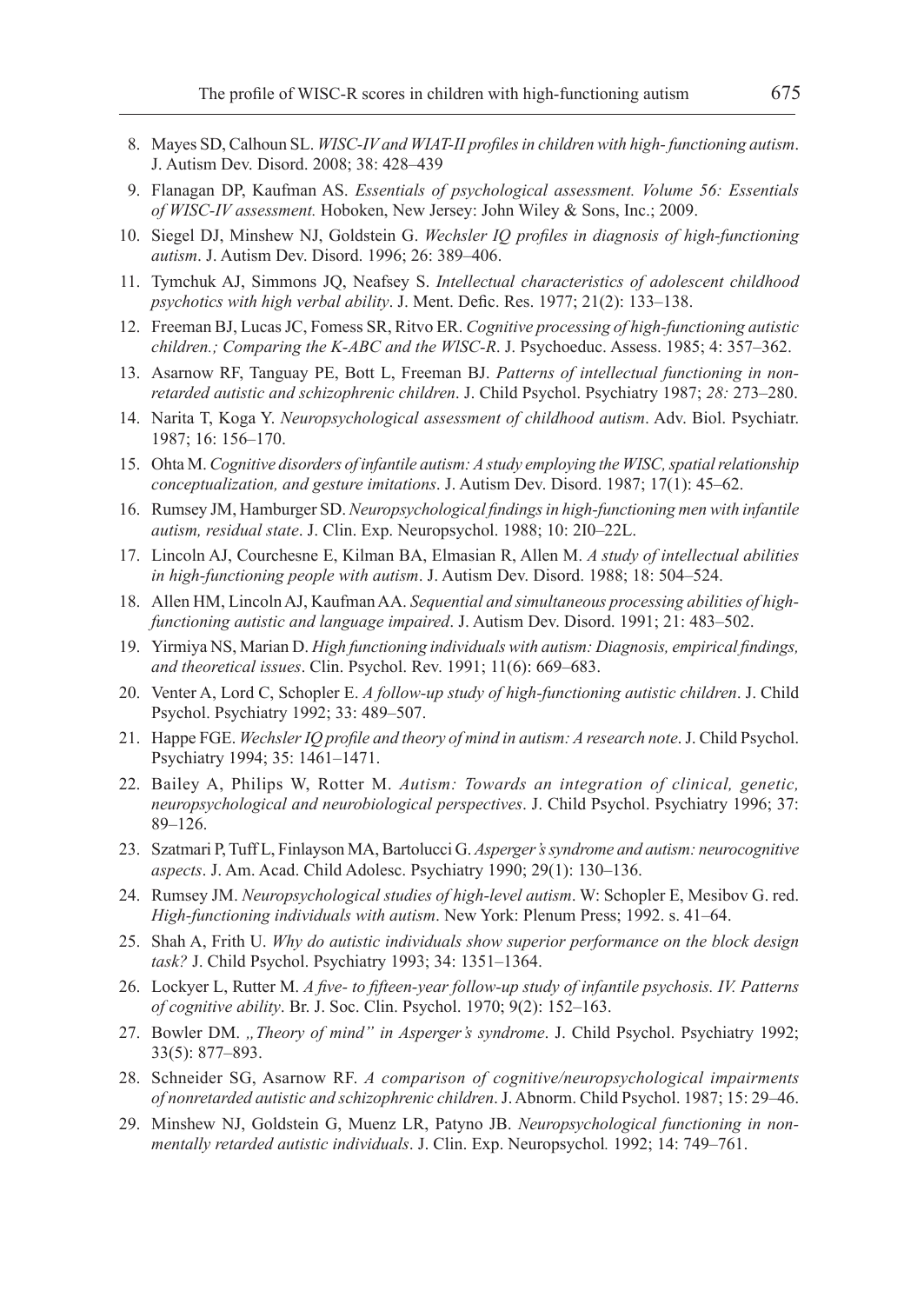8. Mayes SD, Calhoun SL. *WISC-IV and WIAT-II profiles in children with high- functioning autism*. J. Autism Dev. Disord. 2008; 38: 428–439
9. Flanagan DP, Kaufman AS. *Essentials of psychological assessment. Volume 56: Essentials of WISC-IV assessment.* Hoboken, New Jersey: John Wiley & Sons, Inc.; 2009.
10. Siegel DJ, Minshew NJ, Goldstein G. *Wechsler IQ profiles in diagnosis of high-functioning autism*. J. Autism Dev. Disord. 1996; 26: 389–406.
11. Tymchuk AJ, Simmons JQ, Neafsey S. *Intellectual characteristics of adolescent childhood psychotics with high verbal ability*. J. Ment. Defic. Res. 1977; 21(2): 133–138.
12. Freeman BJ, Lucas JC, Fomess SR, Ritvo ER. *Cognitive processing of high-functioning autistic children.; Comparing the K-ABC and the WlSC-R*. J. Psychoeduc. Assess. 1985; 4: 357–362.
13. Asarnow RF, Tanguay PE, Bott L, Freeman BJ. *Patterns of intellectual functioning in non-retarded autistic and schizophrenic children*. J. Child Psychol. Psychiatry 1987; *28:* 273–280.
14. Narita T, Koga Y. *Neuropsychological assessment of childhood autism*. Adv. Biol. Psychiatr. 1987; 16: 156–170.
15. Ohta M. *Cognitive disorders of infantile autism: A study employing the WISC, spatial relationship conceptualization, and gesture imitations*. J. Autism Dev. Disord. 1987; 17(1): 45–62.
16. Rumsey JM, Hamburger SD. *Neuropsychological findings in high-functioning men with infantile autism, residual state*. J. Clin. Exp. Neuropsychol. 1988; 10: 2I0–22L.
17. Lincoln AJ, Courchesne E, Kilman BA, Elmasian R, Allen M. *A study of intellectual abilities in high-functioning people with autism*. J. Autism Dev. Disord. 1988; 18: 504–524.
18. Allen HM, Lincoln AJ, Kaufman AA. *Sequential and simultaneous processing abilities of high-functioning autistic and language impaired*. J. Autism Dev. Disord. 1991; 21: 483–502.
19. Yirmiya NS, Marian D. *High functioning individuals with autism: Diagnosis, empirical findings, and theoretical issues*. Clin. Psychol. Rev. 1991; 11(6): 669–683.
20. Venter A, Lord C, Schopler E. *A follow-up study of high-functioning autistic children*. J. Child Psychol. Psychiatry 1992; 33: 489–507.
21. Happe FGE. *Wechsler IQ profile and theory of mind in autism: A research note*. J. Child Psychol. Psychiatry 1994; 35: 1461–1471.
22. Bailey A, Philips W, Rotter M. *Autism: Towards an integration of clinical, genetic, neuropsychological and neurobiological perspectives*. J. Child Psychol. Psychiatry 1996; 37: 89–126.
23. Szatmari P, Tuff L, Finlayson MA, Bartolucci G. *Asperger's syndrome and autism: neurocognitive aspects*. J. Am. Acad. Child Adolesc. Psychiatry 1990; 29(1): 130–136.
24. Rumsey JM. *Neuropsychological studies of high-level autism*. W: Schopler E, Mesibov G. red. *High-functioning individuals with autism*. New York: Plenum Press; 1992. s. 41–64.
25. Shah A, Frith U. *Why do autistic individuals show superior performance on the block design task?* J. Child Psychol. Psychiatry 1993; 34: 1351–1364.
26. Lockyer L, Rutter M. *A five- to fifteen-year follow-up study of infantile psychosis. IV. Patterns of cognitive ability*. Br. J. Soc. Clin. Psychol. 1970; 9(2): 152–163.
27. Bowler DM. *„Theory of mind" in Asperger's syndrome*. J. Child Psychol. Psychiatry 1992; 33(5): 877–893.
28. Schneider SG, Asarnow RF. *A comparison of cognitive/neuropsychological impairments of nonretarded autistic and schizophrenic children*. J. Abnorm. Child Psychol. 1987; 15: 29–46.
29. Minshew NJ, Goldstein G, Muenz LR, Patyno JB. *Neuropsychological functioning in non-mentally retarded autistic individuals*. J. Clin. Exp. Neuropsychol*.* 1992; 14: 749–761.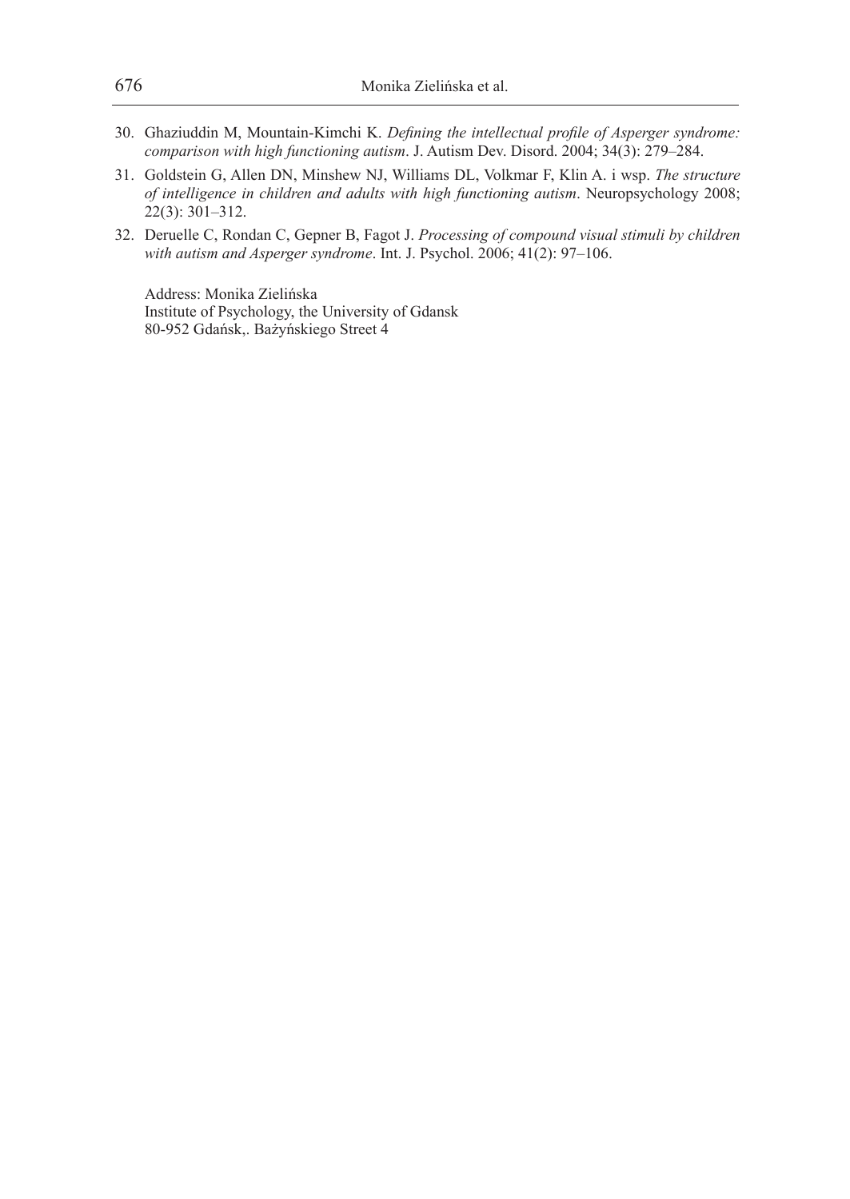30. Ghaziuddin M, Mountain-Kimchi K. *Defining the intellectual profile of Asperger syndrome: comparison with high functioning autism*. J. Autism Dev. Disord. 2004; 34(3): 279–284.
31. Goldstein G, Allen DN, Minshew NJ, Williams DL, Volkmar F, Klin A. i wsp. *The structure of intelligence in children and adults with high functioning autism*. Neuropsychology 2008; 22(3): 301–312.
32. Deruelle C, Rondan C, Gepner B, Fagot J. *Processing of compound visual stimuli by children with autism and Asperger syndrome*. Int. J. Psychol. 2006; 41(2): 97–106.

Address: Monika Zielińska
Institute of Psychology, the University of Gdansk
80-952 Gdańsk,. Bażyńskiego Street 4